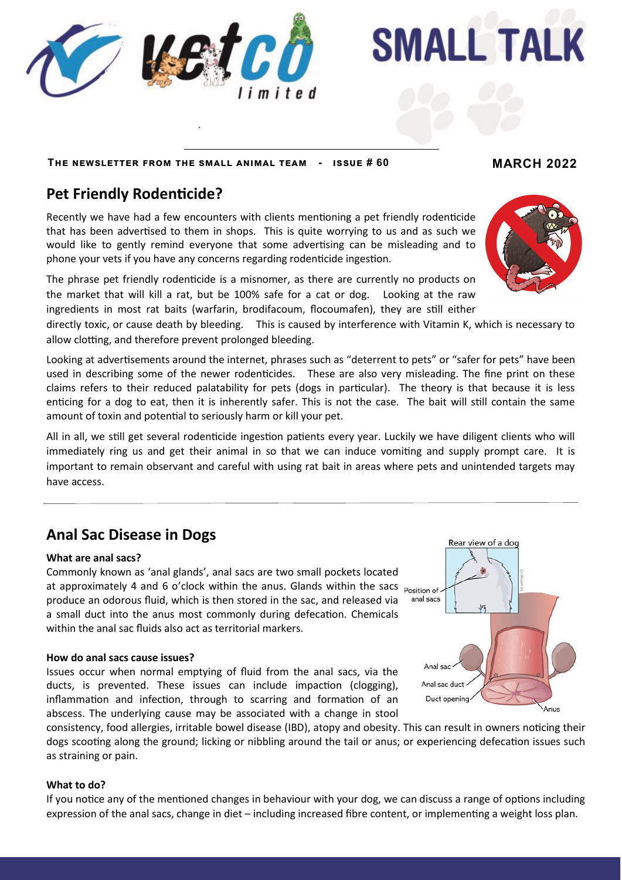# SMALL TALK

**THE NEWSLETTER FROM THE SMALL ANIMAL TEAM - ISSUE # 60**

**MARCH 2022**

## Pet Friendly Rodenticide?

Recently we have had a few encounters with clients mentioning a pet friendly rodenticide that has been advertised to them in shops. This is quite worrying to us and as such we would like to gently remind everyone that some advertising can be misleading and to phone your vets if you have any concerns regarding rodenticide ingestion.

The phrase pet friendly rodenticide is a misnomer, as there are currently no products on the market that will kill a rat, but be 100% safe for a cat or dog. Looking at the raw ingredients in most rat baits (warfarin, brodifacoum, flocoumafen), they are still either directly toxic, or cause death by bleeding. This is caused by interference with Vitamin K, which is necessary to allow clotting, and therefore prevent prolonged bleeding.

Looking at advertisements around the internet, phrases such as "deterrent to pets" or "safer for pets" have been used in describing some of the newer rodenticides. These are also very misleading. The fine print on these claims refers to their reduced palatability for pets (dogs in particular). The theory is that because it is less enticing for a dog to eat, then it is inherently safer. This is not the case. The bait will still contain the same amount of toxin and potential to seriously harm or kill your pet.

All in all, we still get several rodenticide ingestion patients every year. Luckily we have diligent clients who will immediately ring us and get their animal in so that we can induce vomiting and supply prompt care. It is important to remain observant and careful with using rat bait in areas where pets and unintended targets may have access.

## Anal Sac Disease in Dogs

**What are anal sacs?**

Commonly known as 'anal glands', anal sacs are two small pockets located at approximately 4 and 6 o'clock within the anus. Glands within the sacs produce an odorous fluid, which is then stored in the sac, and released via a small duct into the anus most commonly during defecation. Chemicals within the anal sac fluids also act as territorial markers.

**How do anal sacs cause issues?**

Issues occur when normal emptying of fluid from the anal sacs, via the ducts, is prevented. These issues can include impaction (clogging), inflammation and infection, through to scarring and formation of an abscess. The underlying cause may be associated with a change in stool consistency, food allergies, irritable bowel disease (IBD), atopy and obesity. This can result in owners noticing their dogs scooting along the ground; licking or nibbling around the tail or anus; or experiencing defecation issues such as straining or pain.

**What to do?**

If you notice any of the mentioned changes in behaviour with your dog, we can discuss a range of options including expression of the anal sacs, change in diet – including increased fibre content, or implementing a weight loss plan.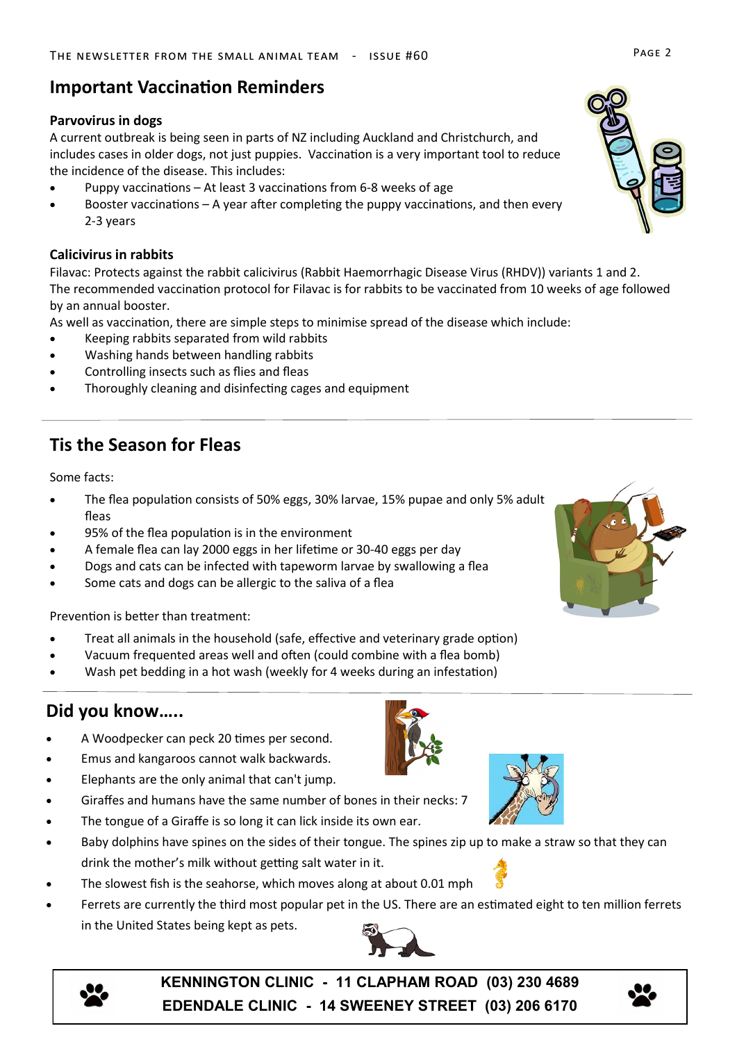## Important Vaccination Reminders

**Parvovirus in dogs**

A current outbreak is being seen in parts of NZ including Auckland and Christchurch, and includes cases in older dogs, not just puppies. Vaccination is a very important tool to reduce the incidence of the disease. This includes:

- Puppy vaccinations – At least 3 vaccinations from 6-8 weeks of age
- Booster vaccinations – A year after completing the puppy vaccinations, and then every 2-3 years

**Calicivirus in rabbits**

Filavac: Protects against the rabbit calicivirus (Rabbit Haemorrhagic Disease Virus (RHDV)) variants 1 and 2. The recommended vaccination protocol for Filavac is for rabbits to be vaccinated from 10 weeks of age followed by an annual booster.

As well as vaccination, there are simple steps to minimise spread of the disease which include:

- Keeping rabbits separated from wild rabbits
- Washing hands between handling rabbits
- Controlling insects such as flies and fleas
- Thoroughly cleaning and disinfecting cages and equipment

## Tis the Season for Fleas

Some facts:

- The flea population consists of 50% eggs, 30% larvae, 15% pupae and only 5% adult fleas
- 95% of the flea population is in the environment
- A female flea can lay 2000 eggs in her lifetime or 30-40 eggs per day
- Dogs and cats can be infected with tapeworm larvae by swallowing a flea
- Some cats and dogs can be allergic to the saliva of a flea

Prevention is better than treatment:

- Treat all animals in the household (safe, effective and veterinary grade option)
- Vacuum frequented areas well and often (could combine with a flea bomb)
- Wash pet bedding in a hot wash (weekly for 4 weeks during an infestation)

## Did you know…..

- A Woodpecker can peck 20 times per second.
- Emus and kangaroos cannot walk backwards.
- Elephants are the only animal that can't jump.
- Giraffes and humans have the same number of bones in their necks: 7
- The tongue of a Giraffe is so long it can lick inside its own ear.
- Baby dolphins have spines on the sides of their tongue. The spines zip up to make a straw so that they can drink the mother's milk without getting salt water in it.
- The slowest fish is the seahorse, which moves along at about 0.01 mph
- Ferrets are currently the third most popular pet in the US. There are an estimated eight to ten million ferrets in the United States being kept as pets.

**KENNINGTON CLINIC - 11 CLAPHAM ROAD (03) 230 4689**
**EDENDALE CLINIC - 14 SWEENEY STREET (03) 206 6170**